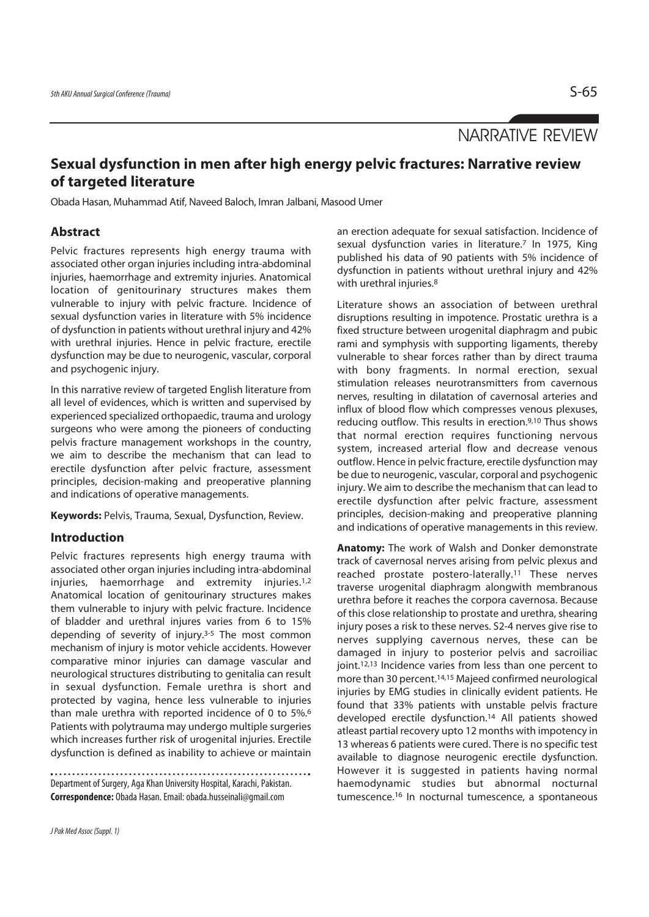NARRATIVE REVIEW

# Sexual dysfunction in men after high energy pelvic fractures: Narrative review of targeted literature

Obada Hasan, Muhammad Atif, Naveed Baloch, Imran Jalbani, Masood Umer

## Abstract

Pelvic fractures represents high energy trauma with associated other organ injuries including intra-abdominal injuries, haemorrhage and extremity injuries. Anatomical location of genitourinary structures makes them vulnerable to injury with pelvic fracture. Incidence of sexual dysfunction varies in literature with 5% incidence of dysfunction in patients without urethral injury and 42% with urethral injuries. Hence in pelvic fracture, erectile dysfunction may be due to neurogenic, vascular, corporal and psychogenic injury.

In this narrative review of targeted English literature from all level of evidences, which is written and supervised by experienced specialized orthopaedic, trauma and urology surgeons who were among the pioneers of conducting pelvis fracture management workshops in the country, we aim to describe the mechanism that can lead to erectile dysfunction after pelvic fracture, assessment principles, decision-making and preoperative planning and indications of operative managements.

**Keywords:** Pelvis, Trauma, Sexual, Dysfunction, Review.

## Introduction

Pelvic fractures represents high energy trauma with associated other organ injuries including intra-abdominal injuries, haemorrhage and extremity injuries.[1,2] Anatomical location of genitourinary structures makes them vulnerable to injury with pelvic fracture. Incidence of bladder and urethral injures varies from 6 to 15% depending of severity of injury.[3-5] The most common mechanism of injury is motor vehicle accidents. However comparative minor injuries can damage vascular and neurological structures distributing to genitalia can result in sexual dysfunction. Female urethra is short and protected by vagina, hence less vulnerable to injuries than male urethra with reported incidence of 0 to 5%.[6] Patients with polytrauma may undergo multiple surgeries which increases further risk of urogenital injuries. Erectile dysfunction is defined as inability to achieve or maintain an erection adequate for sexual satisfaction. Incidence of sexual dysfunction varies in literature.[7] In 1975, King published his data of 90 patients with 5% incidence of dysfunction in patients without urethral injury and 42% with urethral injuries.[8]

Literature shows an association of between urethral disruptions resulting in impotence. Prostatic urethra is a fixed structure between urogenital diaphragm and pubic rami and symphysis with supporting ligaments, thereby vulnerable to shear forces rather than by direct trauma with bony fragments. In normal erection, sexual stimulation releases neurotransmitters from cavernous nerves, resulting in dilatation of cavernosal arteries and influx of blood flow which compresses venous plexuses, reducing outflow. This results in erection.[9,10] Thus shows that normal erection requires functioning nervous system, increased arterial flow and decrease venous outflow. Hence in pelvic fracture, erectile dysfunction may be due to neurogenic, vascular, corporal and psychogenic injury. We aim to describe the mechanism that can lead to erectile dysfunction after pelvic fracture, assessment principles, decision-making and preoperative planning and indications of operative managements in this review.

**Anatomy:** The work of Walsh and Donker demonstrate track of cavernosal nerves arising from pelvic plexus and reached prostate postero-laterally.[11] These nerves traverse urogenital diaphragm alongwith membranous urethra before it reaches the corpora cavernosa. Because of this close relationship to prostate and urethra, shearing injury poses a risk to these nerves. S2-4 nerves give rise to nerves supplying cavernous nerves, these can be damaged in injury to posterior pelvis and sacroiliac joint.[12,13] Incidence varies from less than one percent to more than 30 percent.[14,15] Majeed confirmed neurological injuries by EMG studies in clinically evident patients. He found that 33% patients with unstable pelvis fracture developed erectile dysfunction.[14] All patients showed atleast partial recovery upto 12 months with impotency in 13 whereas 6 patients were cured. There is no specific test available to diagnose neurogenic erectile dysfunction. However it is suggested in patients having normal haemodynamic studies but abnormal nocturnal tumescence.[16] In nocturnal tumescence, a spontaneous

Department of Surgery, Aga Khan University Hospital, Karachi, Pakistan.
**Correspondence:** Obada Hasan. Email: obada.husseinali@gmail.com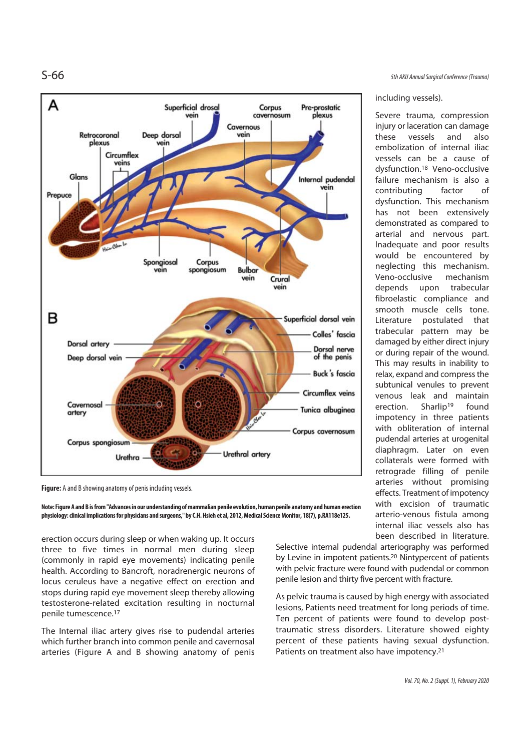**Figure:** A and B showing anatomy of penis including vessels.

**Note: Figure A and B is from "Advances in our understanding of mammalian penile evolution, human penile anatomy and human erection physiology: clinical implications for physicians and surgeons," by C.H. Hsieh et al, 2012, Medical Science Monitor, 18(7), p.RA118e125.**

erection occurs during sleep or when waking up. It occurs three to five times in normal men during sleep (commonly in rapid eye movements) indicating penile health. According to Bancroft, noradrenergic neurons of locus ceruleus have a negative effect on erection and stops during rapid eye movement sleep thereby allowing testosterone-related excitation resulting in nocturnal penile tumescence.[17]

The Internal iliac artery gives rise to pudendal arteries which further branch into common penile and cavernosal arteries (Figure A and B showing anatomy of penis including vessels).

Severe trauma, compression injury or laceration can damage these vessels and also embolization of internal iliac vessels can be a cause of dysfunction.[18] Veno-occlusive failure mechanism is also a contributing factor of dysfunction. This mechanism has not been extensively demonstrated as compared to arterial and nervous part. Inadequate and poor results would be encountered by neglecting this mechanism. Veno-occlusive mechanism depends upon trabecular fibroelastic compliance and smooth muscle cells tone. Literature postulated that trabecular pattern may be damaged by either direct injury or during repair of the wound. This may results in inability to relax, expand and compress the subtunical venules to prevent venous leak and maintain erection. Sharlip[19] found impotency in three patients with obliteration of internal pudendal arteries at urogenital diaphragm. Later on even collaterals were formed with retrograde filling of penile arteries without promising effects. Treatment of impotency with excision of traumatic arterio-venous fistula among internal iliac vessels also has been described in literature. Selective internal pudendal arteriography was performed by Levine in impotent patients.[20] Nintypercent of patients with pelvic fracture were found with pudendal or common penile lesion and thirty five percent with fracture.

As pelvic trauma is caused by high energy with associated lesions, Patients need treatment for long periods of time. Ten percent of patients were found to develop post-traumatic stress disorders. Literature showed eighty percent of these patients having sexual dysfunction. Patients on treatment also have impotency.[21]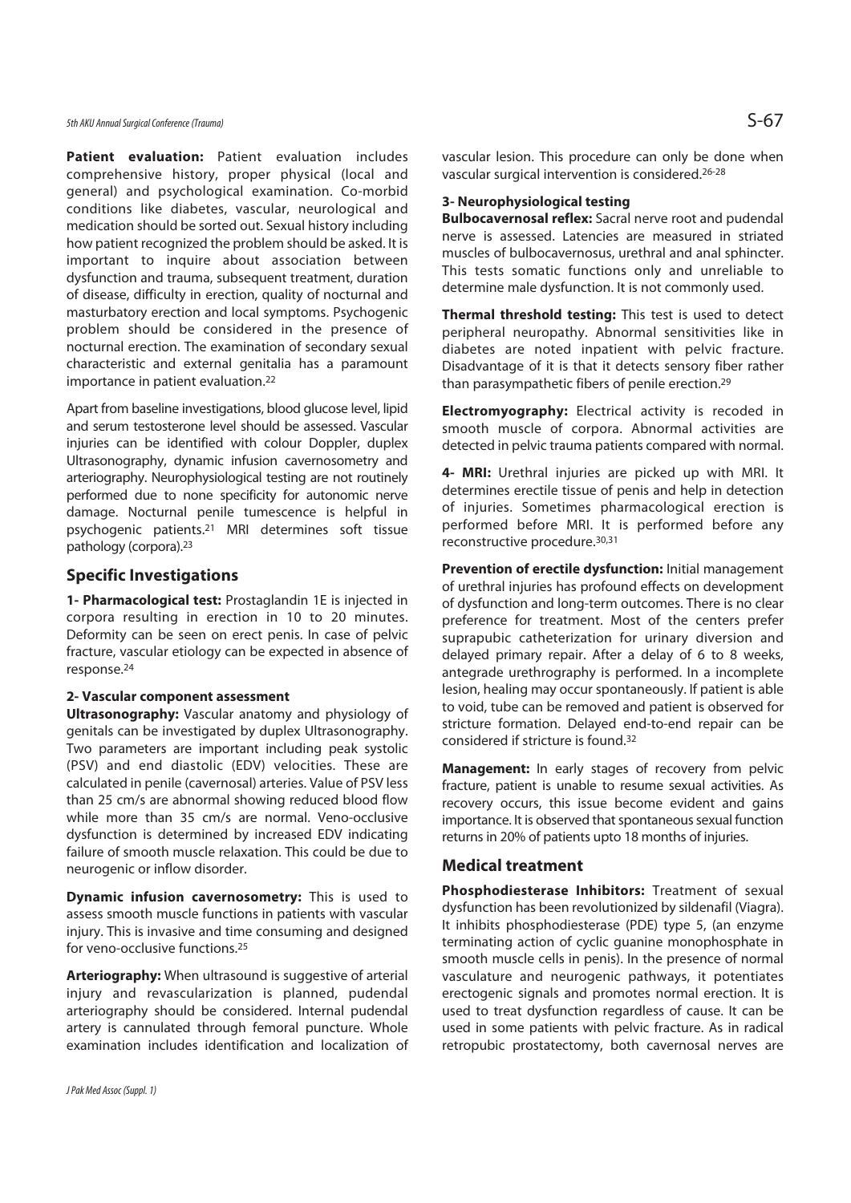**Patient evaluation:** Patient evaluation includes comprehensive history, proper physical (local and general) and psychological examination. Co-morbid conditions like diabetes, vascular, neurological and medication should be sorted out. Sexual history including how patient recognized the problem should be asked. It is important to inquire about association between dysfunction and trauma, subsequent treatment, duration of disease, difficulty in erection, quality of nocturnal and masturbatory erection and local symptoms. Psychogenic problem should be considered in the presence of nocturnal erection. The examination of secondary sexual characteristic and external genitalia has a paramount importance in patient evaluation.[22]

Apart from baseline investigations, blood glucose level, lipid and serum testosterone level should be assessed. Vascular injuries can be identified with colour Doppler, duplex Ultrasonography, dynamic infusion cavernosometry and arteriography. Neurophysiological testing are not routinely performed due to none specificity for autonomic nerve damage. Nocturnal penile tumescence is helpful in psychogenic patients.[21] MRI determines soft tissue pathology (corpora).[23]

## Specific Investigations

**1- Pharmacological test:** Prostaglandin 1E is injected in corpora resulting in erection in 10 to 20 minutes. Deformity can be seen on erect penis. In case of pelvic fracture, vascular etiology can be expected in absence of response.[24]

**2- Vascular component assessment**

**Ultrasonography:** Vascular anatomy and physiology of genitals can be investigated by duplex Ultrasonography. Two parameters are important including peak systolic (PSV) and end diastolic (EDV) velocities. These are calculated in penile (cavernosal) arteries. Value of PSV less than 25 cm/s are abnormal showing reduced blood flow while more than 35 cm/s are normal. Veno-occlusive dysfunction is determined by increased EDV indicating failure of smooth muscle relaxation. This could be due to neurogenic or inflow disorder.

**Dynamic infusion cavernosometry:** This is used to assess smooth muscle functions in patients with vascular injury. This is invasive and time consuming and designed for veno-occlusive functions.[25]

**Arteriography:** When ultrasound is suggestive of arterial injury and revascularization is planned, pudendal arteriography should be considered. Internal pudendal artery is cannulated through femoral puncture. Whole examination includes identification and localization of vascular lesion. This procedure can only be done when vascular surgical intervention is considered.[26-28]

**3- Neurophysiological testing**

**Bulbocavernosal reflex:** Sacral nerve root and pudendal nerve is assessed. Latencies are measured in striated muscles of bulbocavernosus, urethral and anal sphincter. This tests somatic functions only and unreliable to determine male dysfunction. It is not commonly used.

**Thermal threshold testing:** This test is used to detect peripheral neuropathy. Abnormal sensitivities like in diabetes are noted inpatient with pelvic fracture. Disadvantage of it is that it detects sensory fiber rather than parasympathetic fibers of penile erection.[29]

**Electromyography:** Electrical activity is recoded in smooth muscle of corpora. Abnormal activities are detected in pelvic trauma patients compared with normal.

**4- MRI:** Urethral injuries are picked up with MRI. It determines erectile tissue of penis and help in detection of injuries. Sometimes pharmacological erection is performed before MRI. It is performed before any reconstructive procedure.[30,31]

**Prevention of erectile dysfunction:** Initial management of urethral injuries has profound effects on development of dysfunction and long-term outcomes. There is no clear preference for treatment. Most of the centers prefer suprapubic catheterization for urinary diversion and delayed primary repair. After a delay of 6 to 8 weeks, antegrade urethrography is performed. In a incomplete lesion, healing may occur spontaneously. If patient is able to void, tube can be removed and patient is observed for stricture formation. Delayed end-to-end repair can be considered if stricture is found.[32]

**Management:** In early stages of recovery from pelvic fracture, patient is unable to resume sexual activities. As recovery occurs, this issue become evident and gains importance. It is observed that spontaneous sexual function returns in 20% of patients upto 18 months of injuries.

## Medical treatment

**Phosphodiesterase Inhibitors:** Treatment of sexual dysfunction has been revolutionized by sildenafil (Viagra). It inhibits phosphodiesterase (PDE) type 5, (an enzyme terminating action of cyclic guanine monophosphate in smooth muscle cells in penis). In the presence of normal vasculature and neurogenic pathways, it potentiates erectogenic signals and promotes normal erection. It is used to treat dysfunction regardless of cause. It can be used in some patients with pelvic fracture. As in radical retropubic prostatectomy, both cavernosal nerves are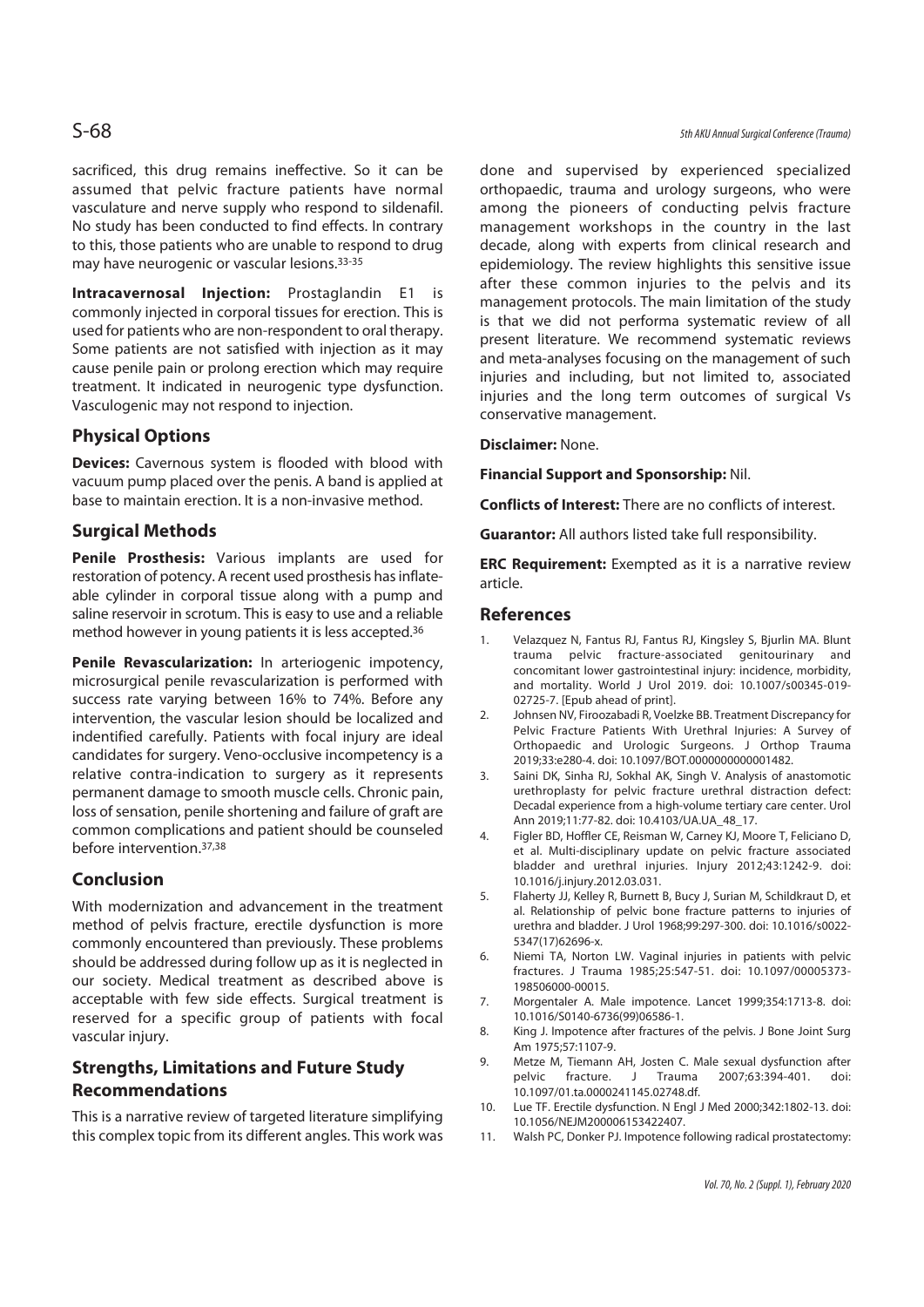sacrificed, this drug remains ineffective. So it can be assumed that pelvic fracture patients have normal vasculature and nerve supply who respond to sildenafil. No study has been conducted to find effects. In contrary to this, those patients who are unable to respond to drug may have neurogenic or vascular lesions.[33-35]

**Intracavernosal Injection:** Prostaglandin E1 is commonly injected in corporal tissues for erection. This is used for patients who are non-respondent to oral therapy. Some patients are not satisfied with injection as it may cause penile pain or prolong erection which may require treatment. It indicated in neurogenic type dysfunction. Vasculogenic may not respond to injection.

## Physical Options

**Devices:** Cavernous system is flooded with blood with vacuum pump placed over the penis. A band is applied at base to maintain erection. It is a non-invasive method.

## Surgical Methods

**Penile Prosthesis:** Various implants are used for restoration of potency. A recent used prosthesis has inflateable cylinder in corporal tissue along with a pump and saline reservoir in scrotum. This is easy to use and a reliable method however in young patients it is less accepted.[36]

**Penile Revascularization:** In arteriogenic impotency, microsurgical penile revascularization is performed with success rate varying between 16% to 74%. Before any intervention, the vascular lesion should be localized and indentified carefully. Patients with focal injury are ideal candidates for surgery. Veno-occlusive incompetency is a relative contra-indication to surgery as it represents permanent damage to smooth muscle cells. Chronic pain, loss of sensation, penile shortening and failure of graft are common complications and patient should be counseled before intervention.[37,38]

## Conclusion

With modernization and advancement in the treatment method of pelvis fracture, erectile dysfunction is more commonly encountered than previously. These problems should be addressed during follow up as it is neglected in our society. Medical treatment as described above is acceptable with few side effects. Surgical treatment is reserved for a specific group of patients with focal vascular injury.

## Strengths, Limitations and Future Study Recommendations

This is a narrative review of targeted literature simplifying this complex topic from its different angles. This work was done and supervised by experienced specialized orthopaedic, trauma and urology surgeons, who were among the pioneers of conducting pelvis fracture management workshops in the country in the last decade, along with experts from clinical research and epidemiology. The review highlights this sensitive issue after these common injuries to the pelvis and its management protocols. The main limitation of the study is that we did not performa systematic review of all present literature. We recommend systematic reviews and meta-analyses focusing on the management of such injuries and including, but not limited to, associated injuries and the long term outcomes of surgical Vs conservative management.

**Disclaimer:** None.

**Financial Support and Sponsorship:** Nil.

**Conflicts of Interest:** There are no conflicts of interest.

**Guarantor:** All authors listed take full responsibility.

**ERC Requirement:** Exempted as it is a narrative review article.

## References

1. Velazquez N, Fantus RJ, Fantus RJ, Kingsley S, Bjurlin MA. Blunt trauma pelvic fracture-associated genitourinary and concomitant lower gastrointestinal injury: incidence, morbidity, and mortality. World J Urol 2019. doi: 10.1007/s00345-019-02725-7. [Epub ahead of print].
2. Johnsen NV, Firoozabadi R, Voelzke BB. Treatment Discrepancy for Pelvic Fracture Patients With Urethral Injuries: A Survey of Orthopaedic and Urologic Surgeons. J Orthop Trauma 2019;33:e280-4. doi: 10.1097/BOT.0000000000001482.
3. Saini DK, Sinha RJ, Sokhal AK, Singh V. Analysis of anastomotic urethroplasty for pelvic fracture urethral distraction defect: Decadal experience from a high-volume tertiary care center. Urol Ann 2019;11:77-82. doi: 10.4103/UA.UA_48_17.
4. Figler BD, Hoffler CE, Reisman W, Carney KJ, Moore T, Feliciano D, et al. Multi-disciplinary update on pelvic fracture associated bladder and urethral injuries. Injury 2012;43:1242-9. doi: 10.1016/j.injury.2012.03.031.
5. Flaherty JJ, Kelley R, Burnett B, Bucy J, Surian M, Schildkraut D, et al. Relationship of pelvic bone fracture patterns to injuries of urethra and bladder. J Urol 1968;99:297-300. doi: 10.1016/s0022-5347(17)62696-x.
6. Niemi TA, Norton LW. Vaginal injuries in patients with pelvic fractures. J Trauma 1985;25:547-51. doi: 10.1097/00005373-198506000-00015.
7. Morgentaler A. Male impotence. Lancet 1999;354:1713-8. doi: 10.1016/S0140-6736(99)06586-1.
8. King J. Impotence after fractures of the pelvis. J Bone Joint Surg Am 1975;57:1107-9.
9. Metze M, Tiemann AH, Josten C. Male sexual dysfunction after pelvic fracture. J Trauma 2007;63:394-401. doi: 10.1097/01.ta.0000241145.02748.df.
10. Lue TF. Erectile dysfunction. N Engl J Med 2000;342:1802-13. doi: 10.1056/NEJM200006153422407.
11. Walsh PC, Donker PJ. Impotence following radical prostatectomy: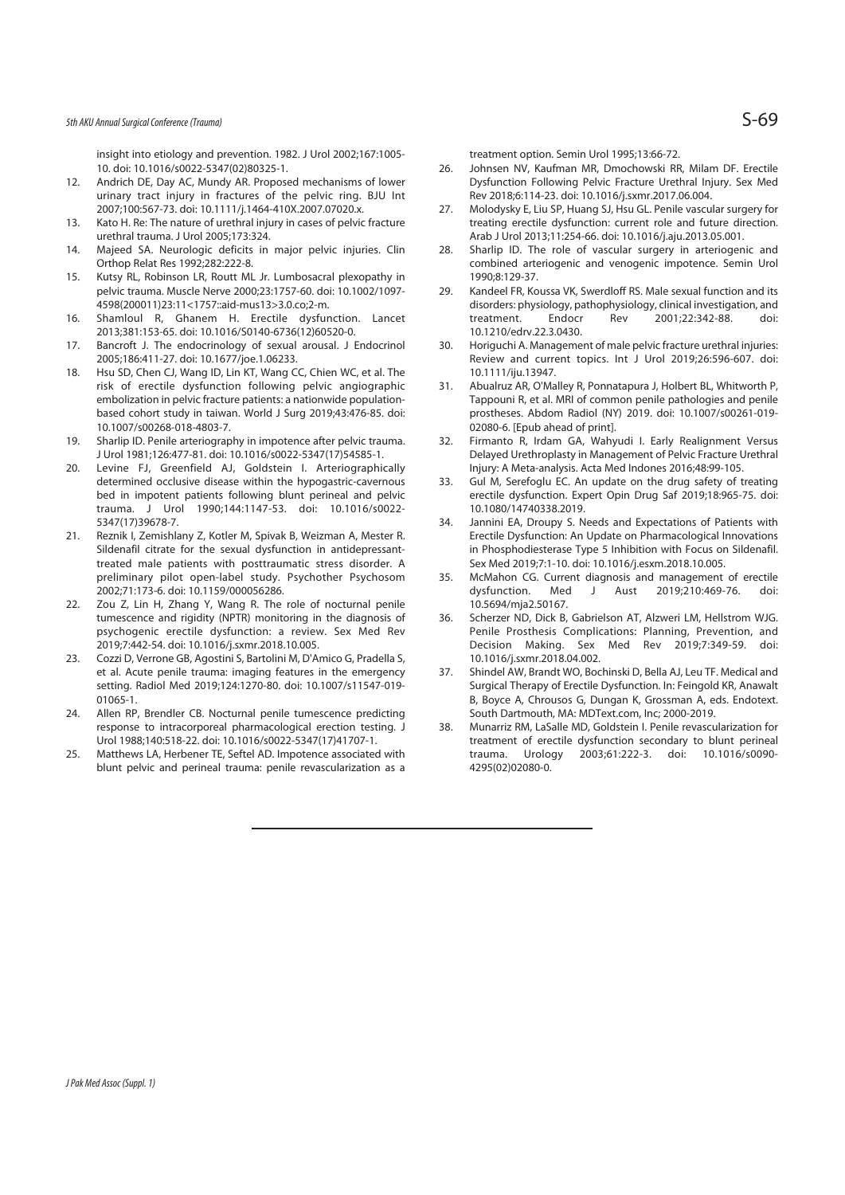insight into etiology and prevention. 1982. J Urol 2002;167:1005-10. doi: 10.1016/s0022-5347(02)80325-1.

12. Andrich DE, Day AC, Mundy AR. Proposed mechanisms of lower urinary tract injury in fractures of the pelvic ring. BJU Int 2007;100:567-73. doi: 10.1111/j.1464-410X.2007.07020.x.
13. Kato H. Re: The nature of urethral injury in cases of pelvic fracture urethral trauma. J Urol 2005;173:324.
14. Majeed SA. Neurologic deficits in major pelvic injuries. Clin Orthop Relat Res 1992;282:222-8.
15. Kutsy RL, Robinson LR, Routt ML Jr. Lumbosacral plexopathy in pelvic trauma. Muscle Nerve 2000;23:1757-60. doi: 10.1002/1097-4598(200011)23:11<1757::aid-mus13>3.0.co;2-m.
16. Shamloul R, Ghanem H. Erectile dysfunction. Lancet 2013;381:153-65. doi: 10.1016/S0140-6736(12)60520-0.
17. Bancroft J. The endocrinology of sexual arousal. J Endocrinol 2005;186:411-27. doi: 10.1677/joe.1.06233.
18. Hsu SD, Chen CJ, Wang ID, Lin KT, Wang CC, Chien WC, et al. The risk of erectile dysfunction following pelvic angiographic embolization in pelvic fracture patients: a nationwide population-based cohort study in taiwan. World J Surg 2019;43:476-85. doi: 10.1007/s00268-018-4803-7.
19. Sharlip ID. Penile arteriography in impotence after pelvic trauma. J Urol 1981;126:477-81. doi: 10.1016/s0022-5347(17)54585-1.
20. Levine FJ, Greenfield AJ, Goldstein I. Arteriographically determined occlusive disease within the hypogastric-cavernous bed in impotent patients following blunt perineal and pelvic trauma. J Urol 1990;144:1147-53. doi: 10.1016/s0022-5347(17)39678-7.
21. Reznik I, Zemishlany Z, Kotler M, Spivak B, Weizman A, Mester R. Sildenafil citrate for the sexual dysfunction in antidepressant-treated male patients with posttraumatic stress disorder. A preliminary pilot open-label study. Psychother Psychosom 2002;71:173-6. doi: 10.1159/000056286.
22. Zou Z, Lin H, Zhang Y, Wang R. The role of nocturnal penile tumescence and rigidity (NPTR) monitoring in the diagnosis of psychogenic erectile dysfunction: a review. Sex Med Rev 2019;7:442-54. doi: 10.1016/j.sxmr.2018.10.005.
23. Cozzi D, Verrone GB, Agostini S, Bartolini M, D'Amico G, Pradella S, et al. Acute penile trauma: imaging features in the emergency setting. Radiol Med 2019;124:1270-80. doi: 10.1007/s11547-019-01065-1.
24. Allen RP, Brendler CB. Nocturnal penile tumescence predicting response to intracorporeal pharmacological erection testing. J Urol 1988;140:518-22. doi: 10.1016/s0022-5347(17)41707-1.
25. Matthews LA, Herbener TE, Seftel AD. Impotence associated with blunt pelvic and perineal trauma: penile revascularization as a treatment option. Semin Urol 1995;13:66-72.
26. Johnsen NV, Kaufman MR, Dmochowski RR, Milam DF. Erectile Dysfunction Following Pelvic Fracture Urethral Injury. Sex Med Rev 2018;6:114-23. doi: 10.1016/j.sxmr.2017.06.004.
27. Molodysky E, Liu SP, Huang SJ, Hsu GL. Penile vascular surgery for treating erectile dysfunction: current role and future direction. Arab J Urol 2013;11:254-66. doi: 10.1016/j.aju.2013.05.001.
28. Sharlip ID. The role of vascular surgery in arteriogenic and combined arteriogenic and venogenic impotence. Semin Urol 1990;8:129-37.
29. Kandeel FR, Koussa VK, Swerdloff RS. Male sexual function and its disorders: physiology, pathophysiology, clinical investigation, and treatment. Endocr Rev 2001;22:342-88. doi: 10.1210/edrv.22.3.0430.
30. Horiguchi A. Management of male pelvic fracture urethral injuries: Review and current topics. Int J Urol 2019;26:596-607. doi: 10.1111/iju.13947.
31. Abualruz AR, O'Malley R, Ponnatapura J, Holbert BL, Whitworth P, Tappouni R, et al. MRI of common penile pathologies and penile prostheses. Abdom Radiol (NY) 2019. doi: 10.1007/s00261-019-02080-6. [Epub ahead of print].
32. Firmanto R, Irdam GA, Wahyudi I. Early Realignment Versus Delayed Urethroplasty in Management of Pelvic Fracture Urethral Injury: A Meta-analysis. Acta Med Indones 2016;48:99-105.
33. Gul M, Serefoglu EC. An update on the drug safety of treating erectile dysfunction. Expert Opin Drug Saf 2019;18:965-75. doi: 10.1080/14740338.2019.
34. Jannini EA, Droupy S. Needs and Expectations of Patients with Erectile Dysfunction: An Update on Pharmacological Innovations in Phosphodiesterase Type 5 Inhibition with Focus on Sildenafil. Sex Med 2019;7:1-10. doi: 10.1016/j.esxm.2018.10.005.
35. McMahon CG. Current diagnosis and management of erectile dysfunction. Med J Aust 2019;210:469-76. doi: 10.5694/mja2.50167.
36. Scherzer ND, Dick B, Gabrielson AT, Alzweri LM, Hellstrom WJG. Penile Prosthesis Complications: Planning, Prevention, and Decision Making. Sex Med Rev 2019;7:349-59. doi: 10.1016/j.sxmr.2018.04.002.
37. Shindel AW, Brandt WO, Bochinski D, Bella AJ, Leu TF. Medical and Surgical Therapy of Erectile Dysfunction. In: Feingold KR, Anawalt B, Boyce A, Chrousos G, Dungan K, Grossman A, eds. Endotext. South Dartmouth, MA: MDText.com, Inc; 2000-2019.
38. Munarriz RM, LaSalle MD, Goldstein I. Penile revascularization for treatment of erectile dysfunction secondary to blunt perineal trauma. Urology 2003;61:222-3. doi: 10.1016/s0090-4295(02)02080-0.